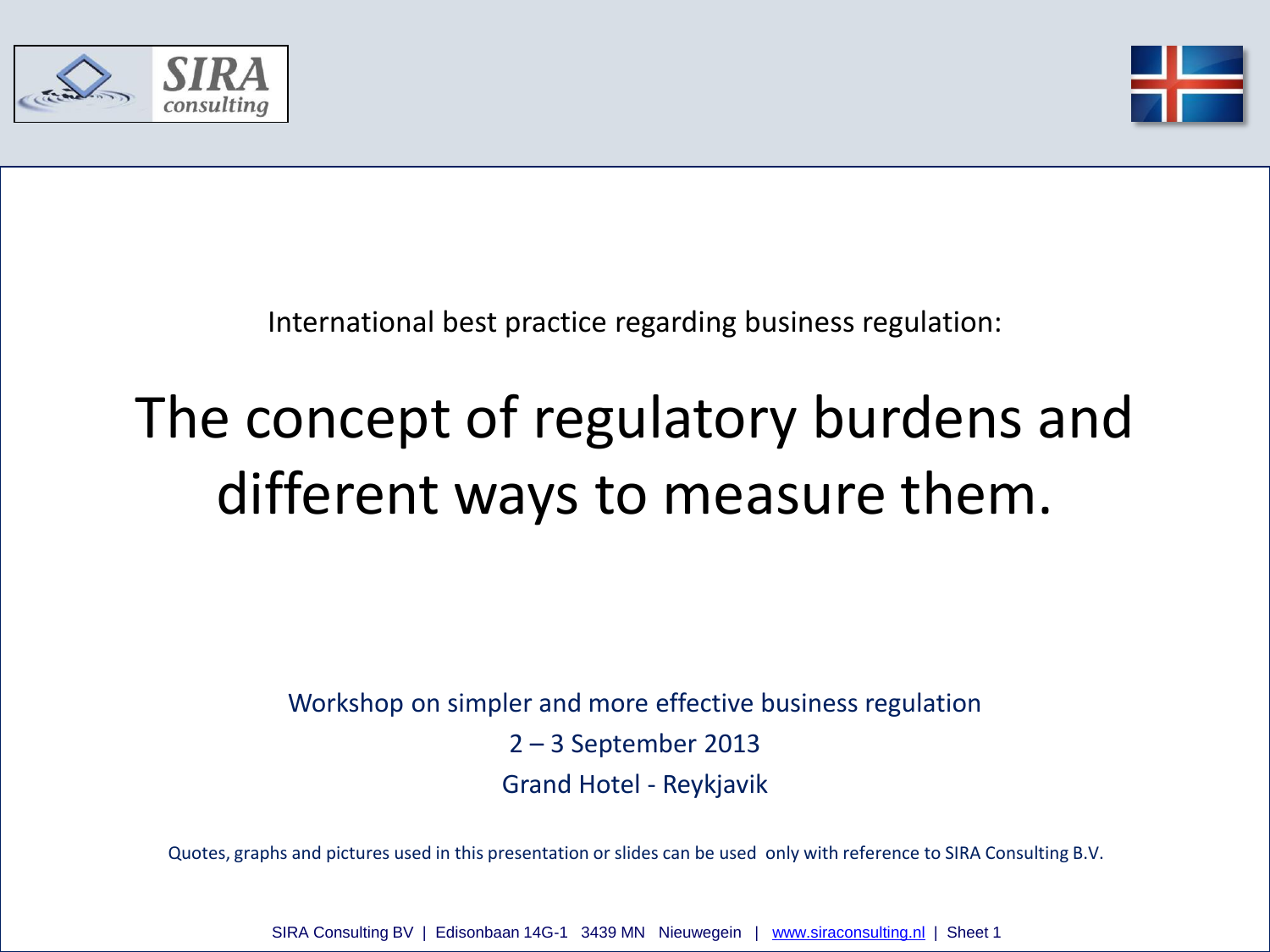International best practice regarding business regulation:

# The concept of regulatory burdens and different ways to measure them.

Workshop on simpler and more effective business regulation

2 – 3 September 2013

Grand Hotel - Reykjavik

Quotes, graphs and pictures used in this presentation or slides can be used only with reference to SIRA Consulting B.V.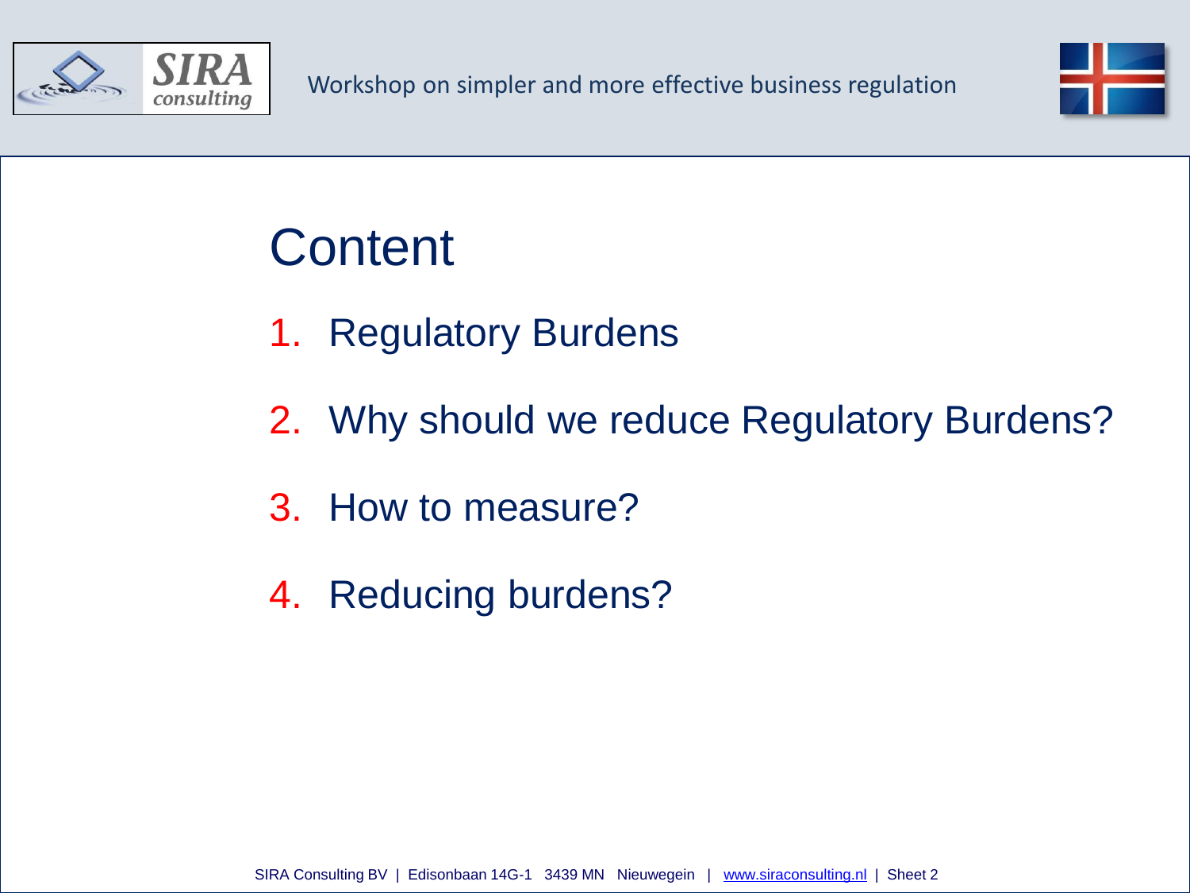# Content

1. Regulatory Burdens
2. Why should we reduce Regulatory Burdens?
3. How to measure?
4. Reducing burdens?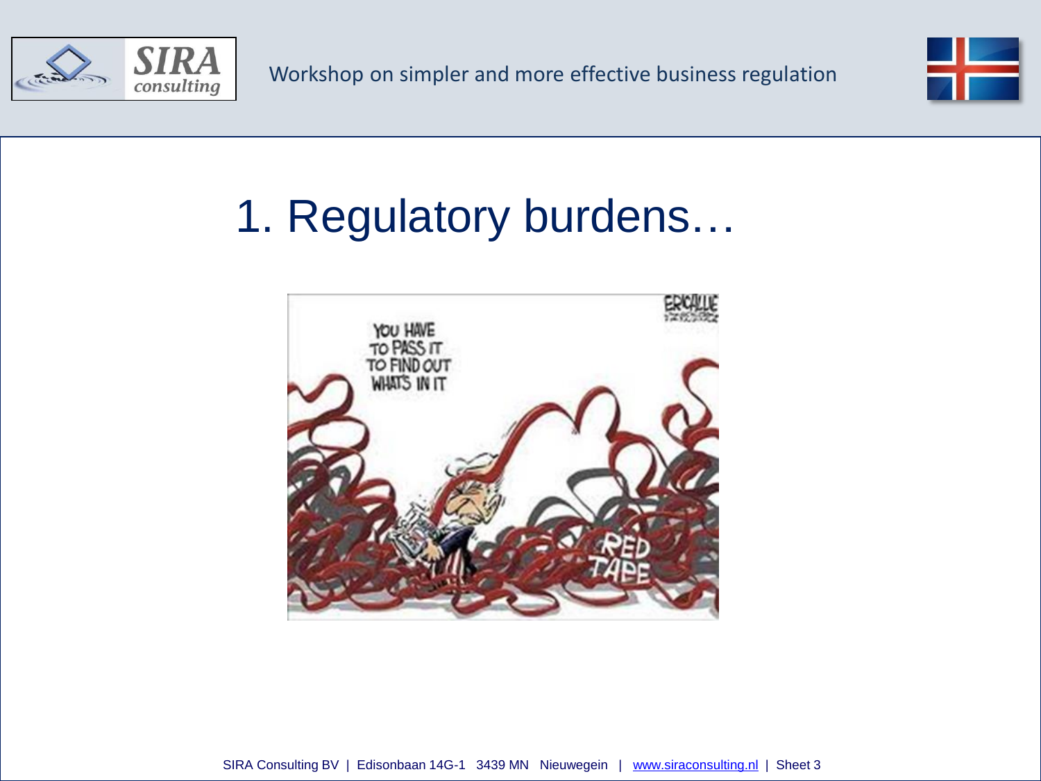# 1. Regulatory burdens…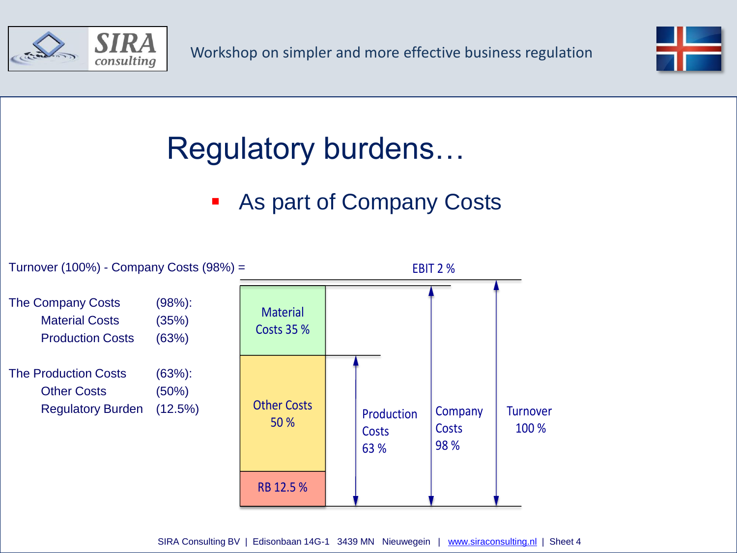# Regulatory burdens…

- As part of Company Costs

Turnover (100%) - Company Costs (98%) = EBIT 2 %

The Company Costs (98%):
- Material Costs (35%)
- Production Costs (63%)

The Production Costs (63%):
- Other Costs (50%)
- Regulatory Burden (12.5%)

Material Costs 35 %

Other Costs 50 %

RB 12.5 %

Production Costs 63 %

Company Costs 98 %

Turnover 100 %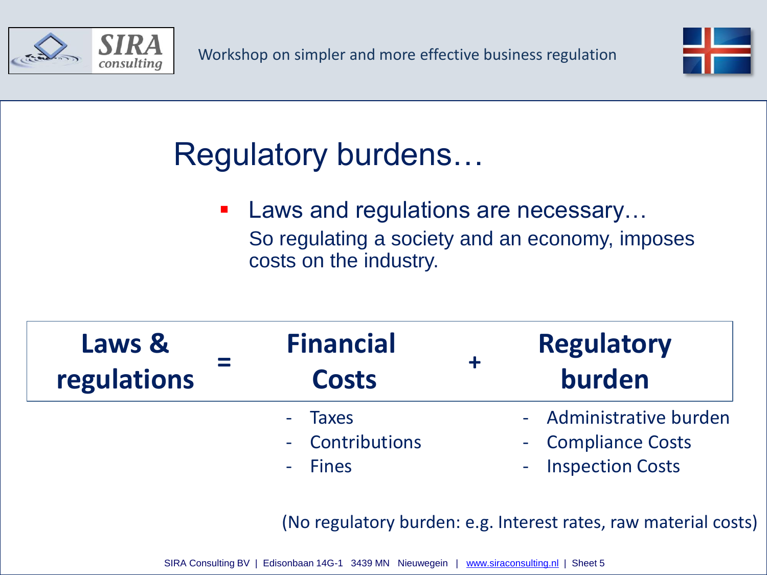# Regulatory burdens…

- Laws and regulations are necessary…
  So regulating a society and an economy, imposes costs on the industry.

| Laws & regulations | = | Financial Costs | + | Regulatory burden |
|---|---|---|---|---|
| | | - Taxes<br>- Contributions<br>- Fines | | - Administrative burden<br>- Compliance Costs<br>- Inspection Costs |

(No regulatory burden: e.g. Interest rates, raw material costs)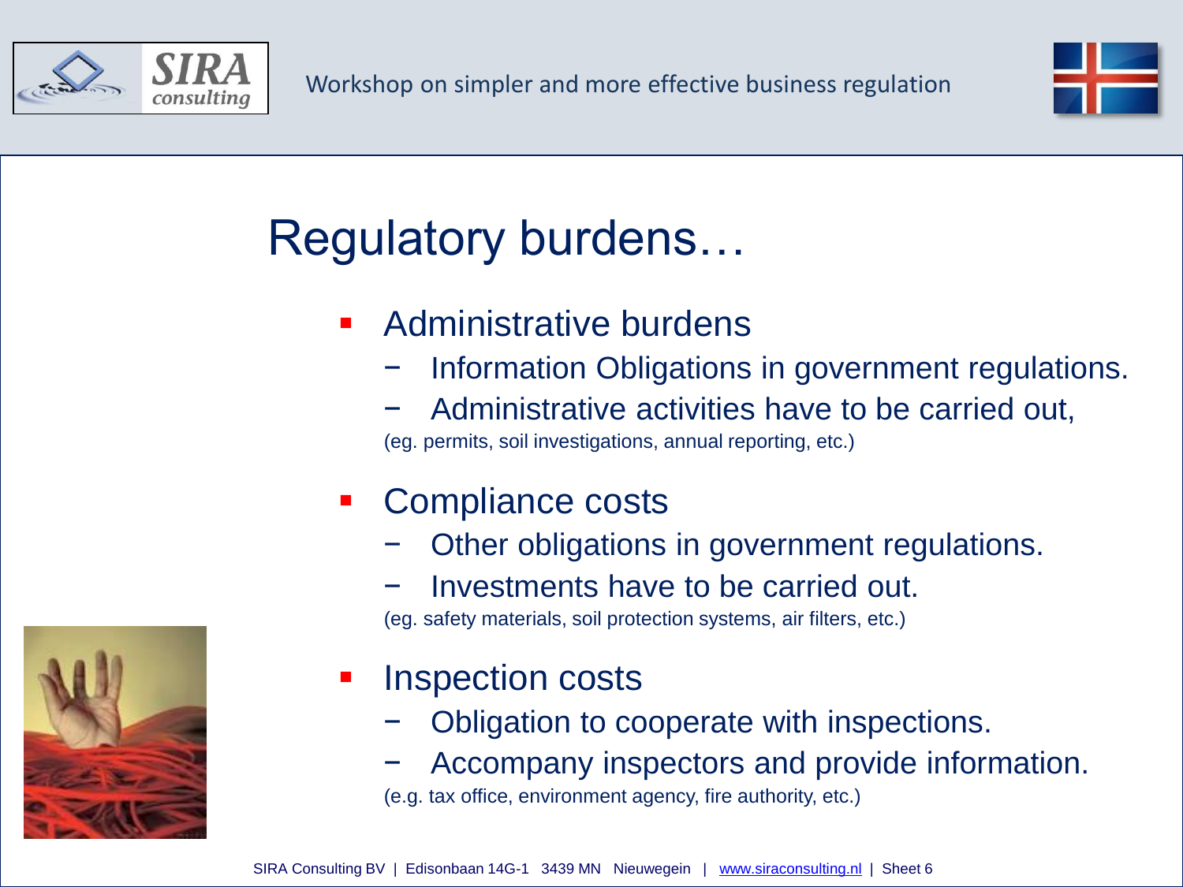# Regulatory burdens…

- Administrative burdens
  - Information Obligations in government regulations.
  - Administrative activities have to be carried out,

  (eg. permits, soil investigations, annual reporting, etc.)

- Compliance costs
  - Other obligations in government regulations.
  - Investments have to be carried out.

  (eg. safety materials, soil protection systems, air filters, etc.)

- Inspection costs
  - Obligation to cooperate with inspections.
  - Accompany inspectors and provide information.

  (e.g. tax office, environment agency, fire authority, etc.)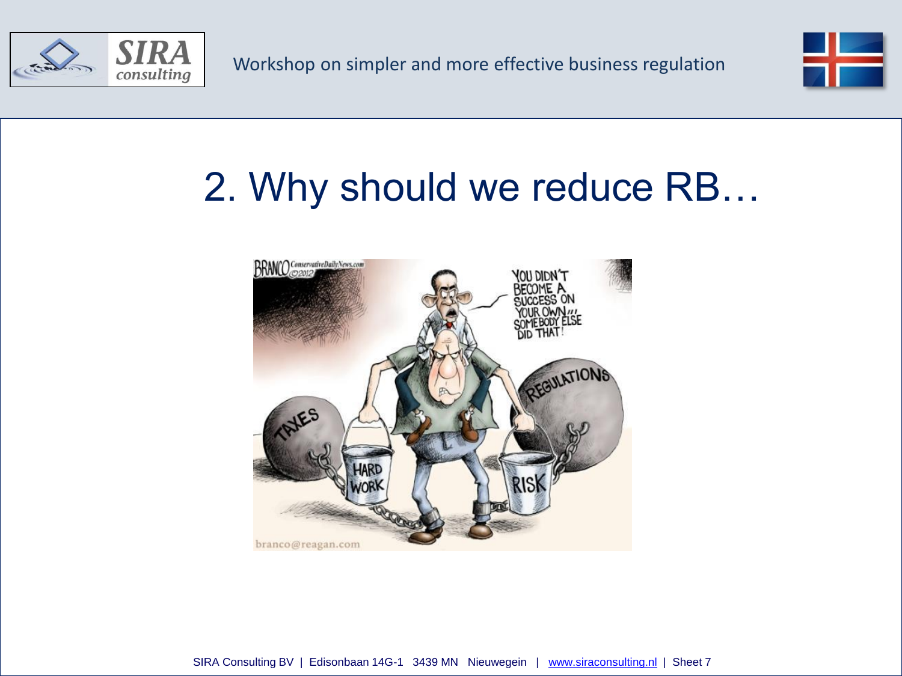# 2. Why should we reduce RB…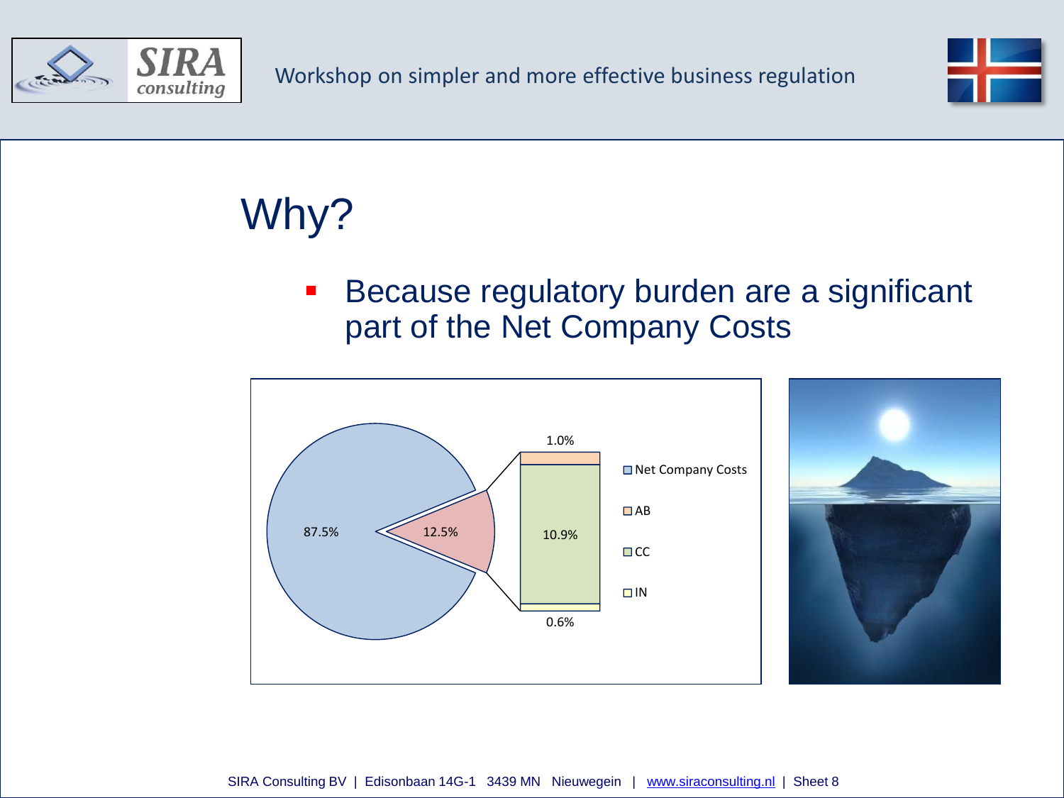# Why?

- Because regulatory burden are a significant part of the Net Company Costs

87.5%

12.5%

1.0%

10.9%

0.6%

- Net Company Costs
- AB
- CC
- IN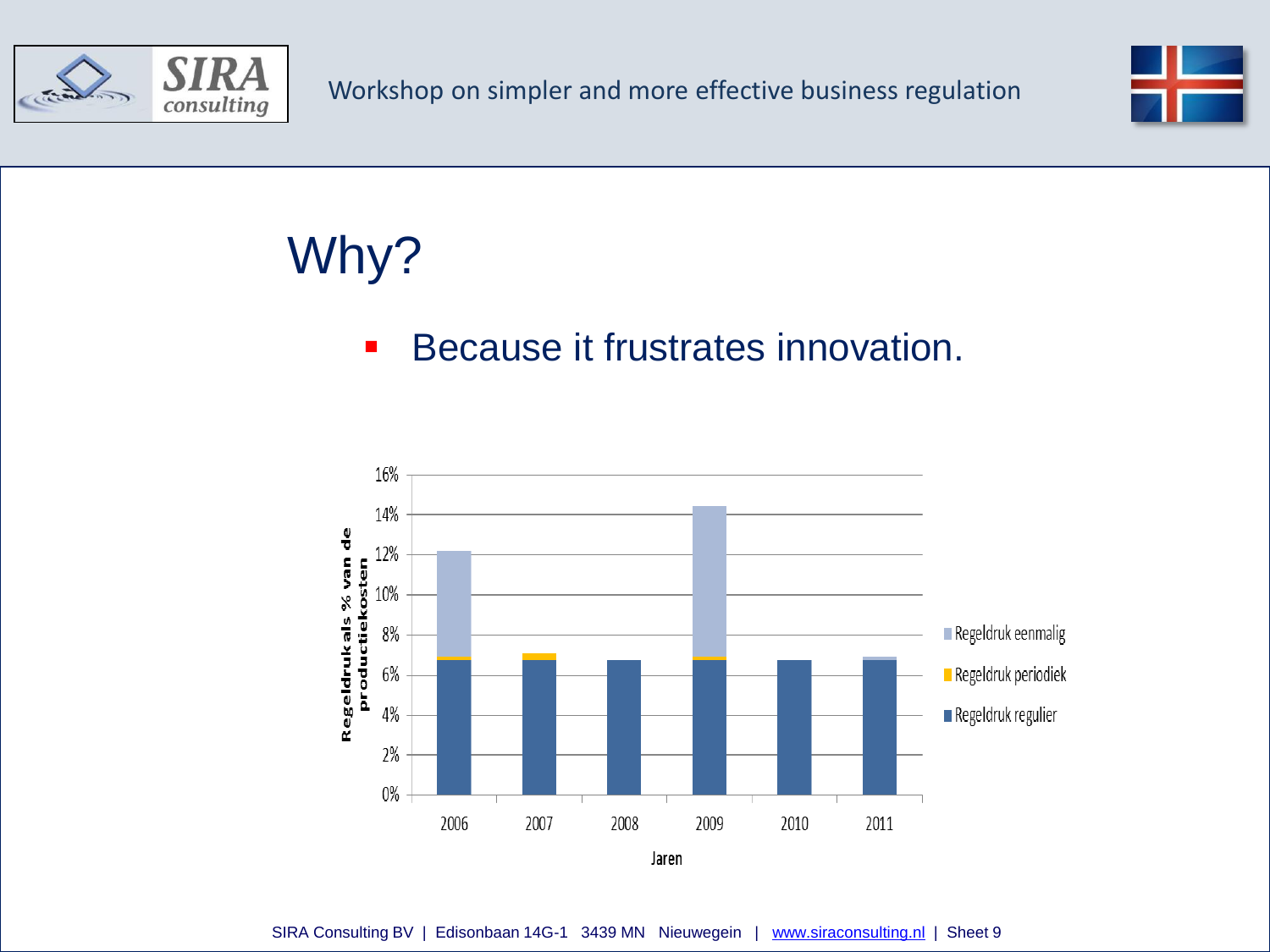# Why?

- Because it frustrates innovation.

Regeldruk als % van de productiekosten

16%
14%
12%
10%
8%
6%
4%
2%
0%

2006 2007 2008 2009 2010 2011

Jaren

- Regeldruk eenmalig
- Regeldruk periodiek
- Regeldruk regulier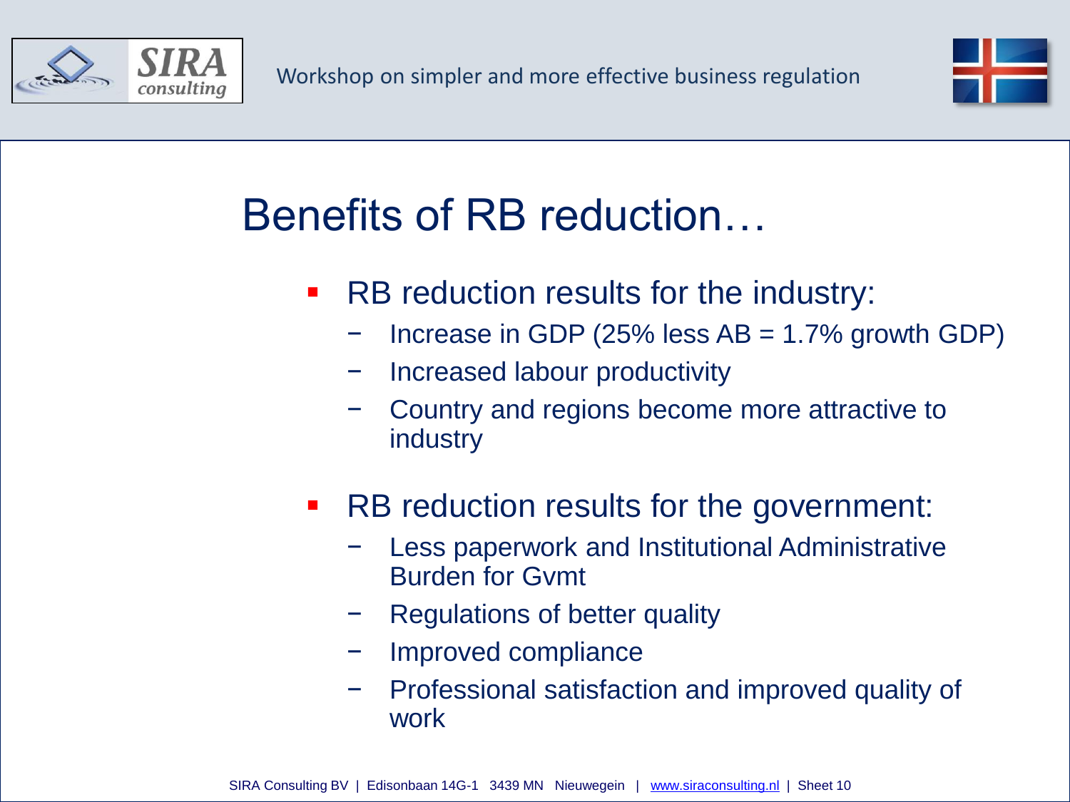# Benefits of RB reduction…

- RB reduction results for the industry:
  - Increase in GDP (25% less AB = 1.7% growth GDP)
  - Increased labour productivity
  - Country and regions become more attractive to industry
- RB reduction results for the government:
  - Less paperwork and Institutional Administrative Burden for Gvmt
  - Regulations of better quality
  - Improved compliance
  - Professional satisfaction and improved quality of work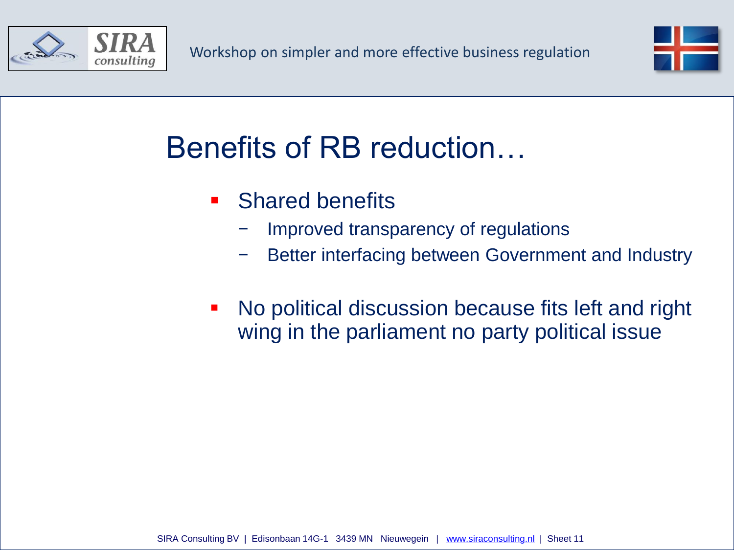# Benefits of RB reduction…

- Shared benefits
  - Improved transparency of regulations
  - Better interfacing between Government and Industry
- No political discussion because fits left and right wing in the parliament no party political issue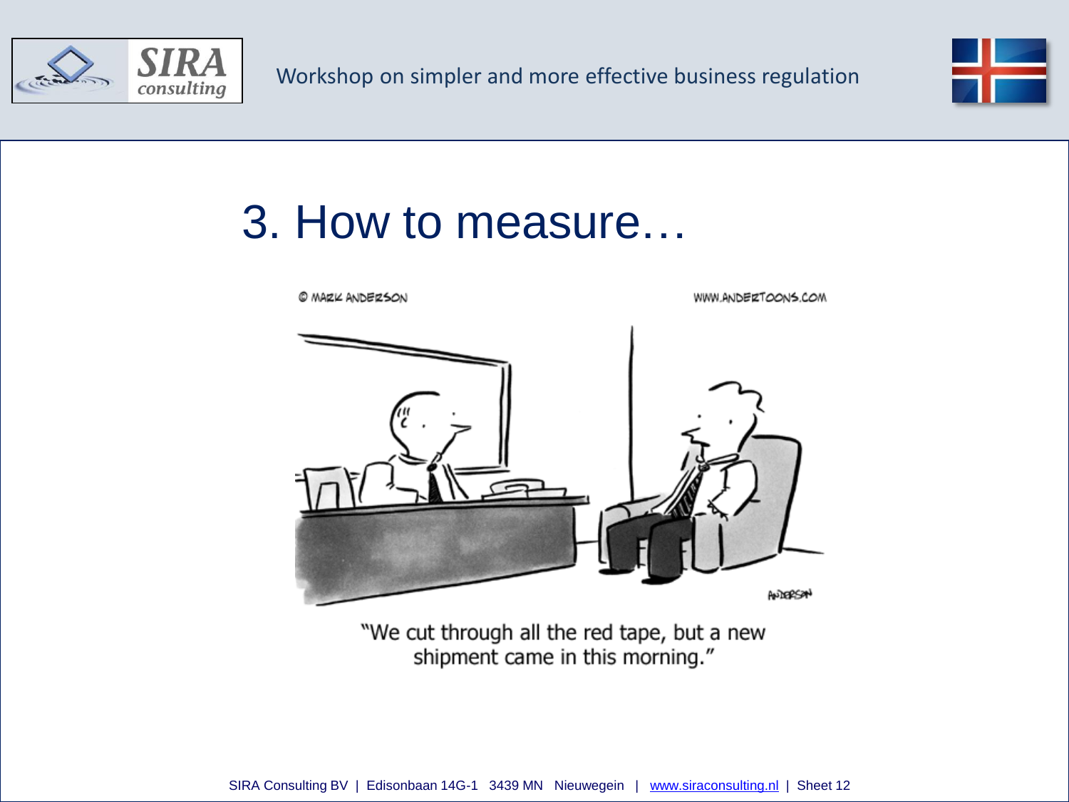# 3. How to measure…

"We cut through all the red tape, but a new shipment came in this morning."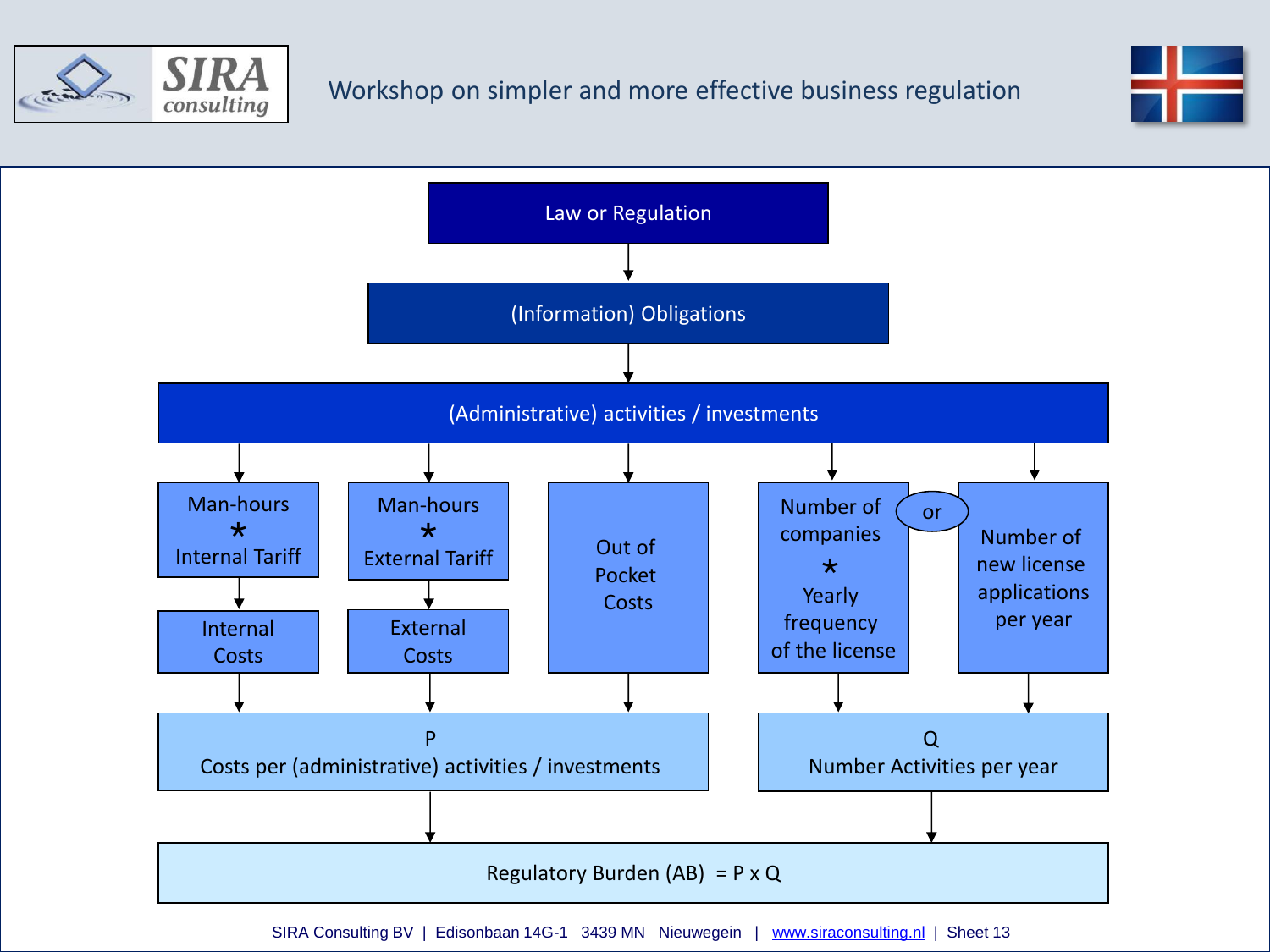Workshop on simpler and more effective business regulation

Law or Regulation

(Information) Obligations

(Administrative) activities / investments

Man-hours * Internal Tariff

Internal Costs

Man-hours * External Tariff

External Costs

Out of Pocket Costs

Number of companies * Yearly frequency of the license

or

Number of new license applications per year

P
Costs per (administrative) activities / investments

Q
Number Activities per year

Regulatory Burden (AB) = P x Q

SIRA Consulting BV | Edisonbaan 14G-1 3439 MN Nieuwegein | www.siraconsulting.nl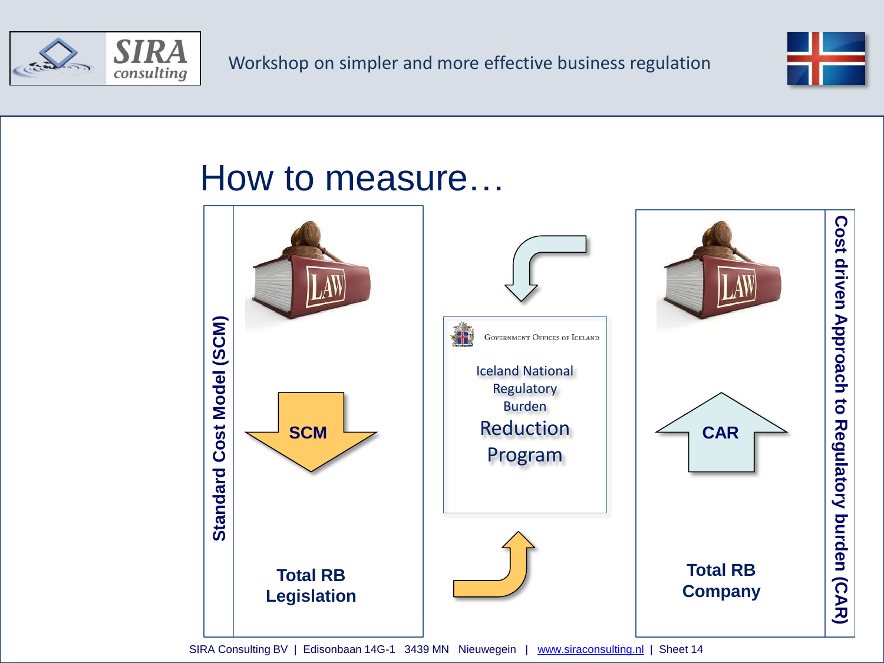# How to measure…

**Standard Cost Model (SCM)**

LAW

**SCM**

**Total RB Legislation**

GOVERNMENT OFFICES OF ICELAND

Iceland National Regulatory Burden Reduction Program

LAW

**CAR**

**Total RB Company**

**Cost driven Approach to Regulatory burden (CAR)**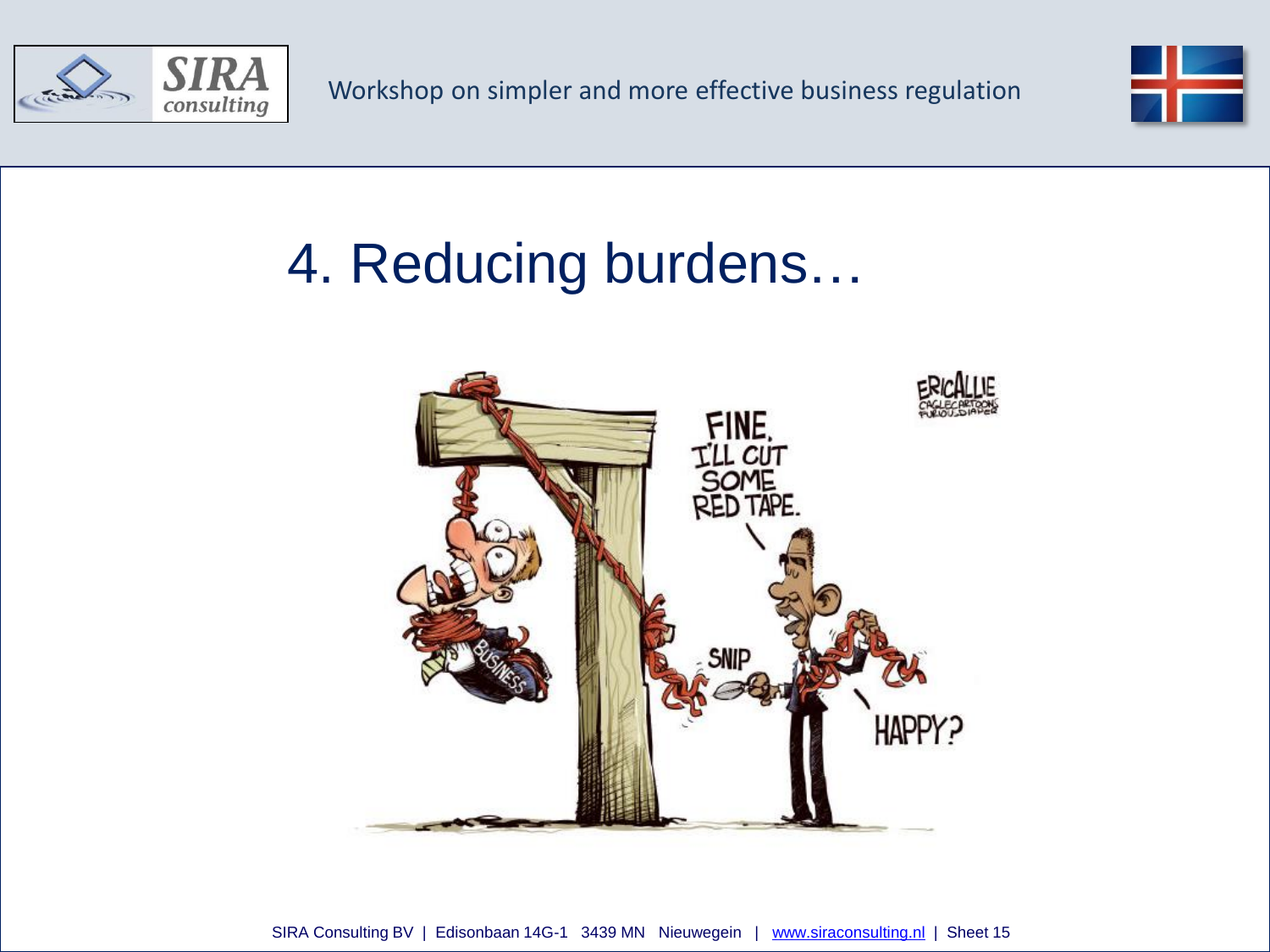# 4. Reducing burdens…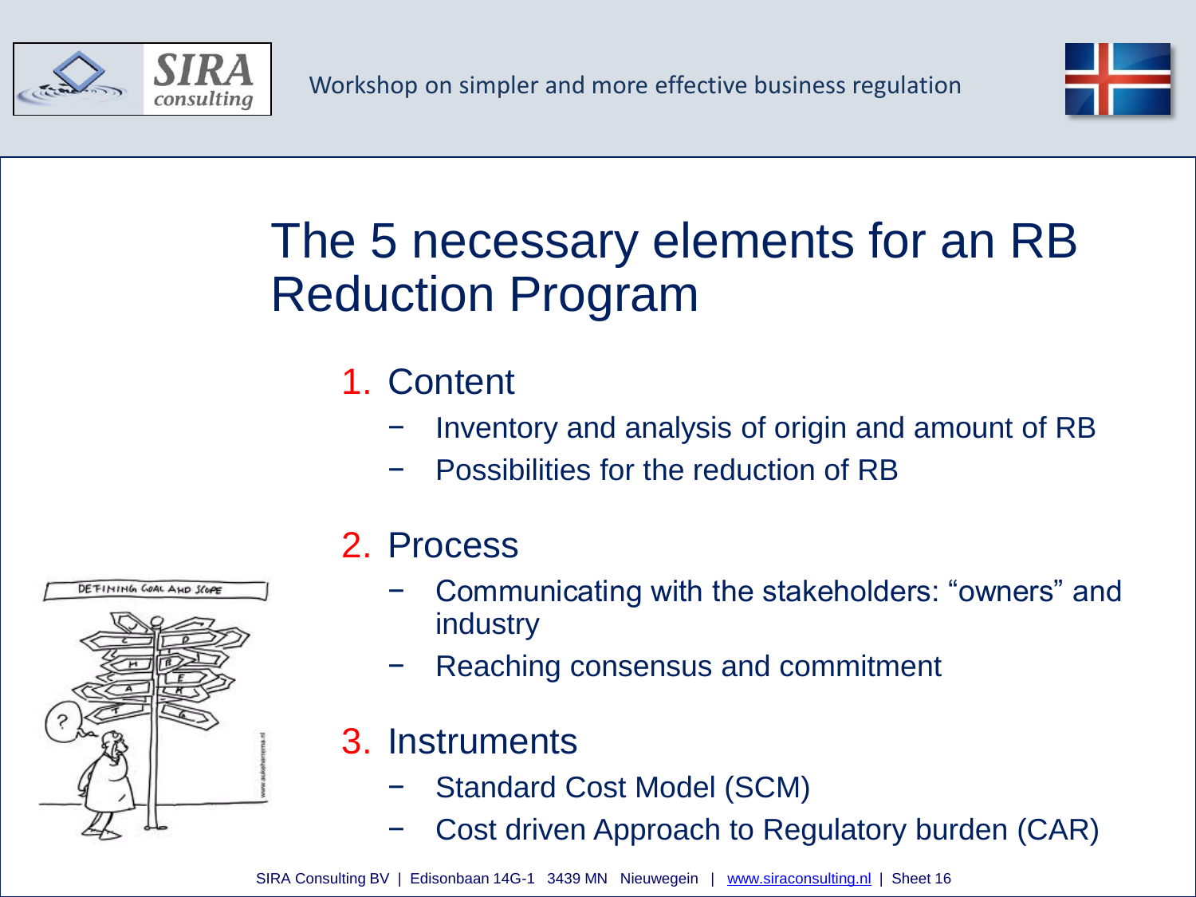# The 5 necessary elements for an RB Reduction Program

1. Content
   - Inventory and analysis of origin and amount of RB
   - Possibilities for the reduction of RB

2. Process
   - Communicating with the stakeholders: “owners” and industry
   - Reaching consensus and commitment

3. Instruments
   - Standard Cost Model (SCM)
   - Cost driven Approach to Regulatory burden (CAR)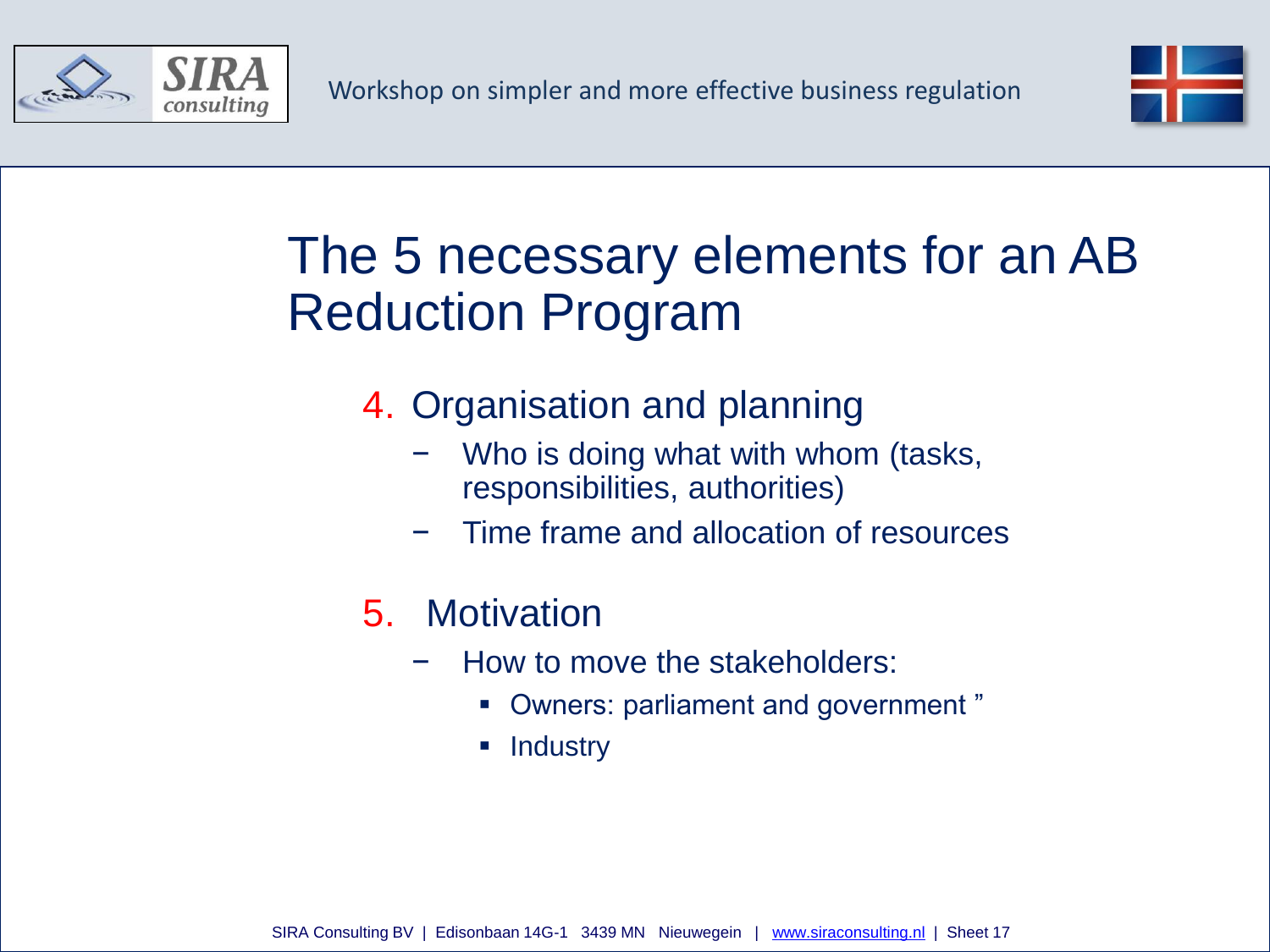# The 5 necessary elements for an AB Reduction Program

4. Organisation and planning
   - Who is doing what with whom (tasks, responsibilities, authorities)
   - Time frame and allocation of resources

5. Motivation
   - How to move the stakeholders:
     - Owners: parliament and government ”
     - Industry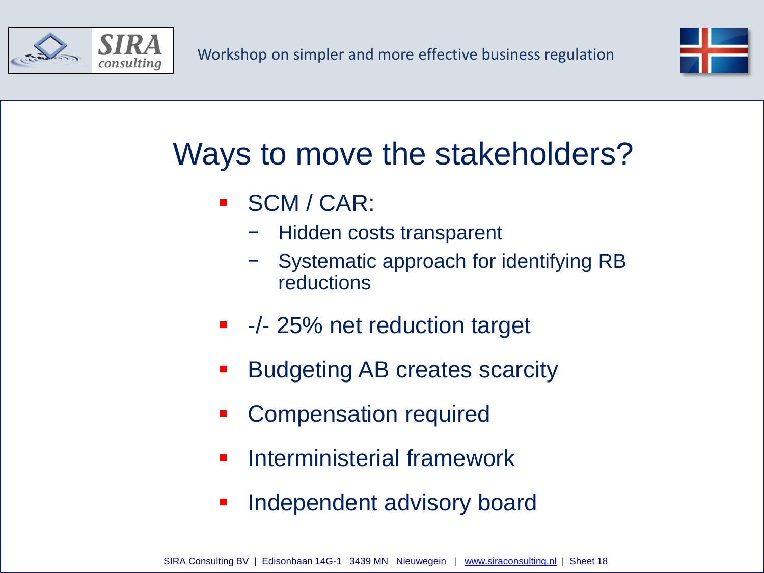# Ways to move the stakeholders?

- SCM / CAR:
  - Hidden costs transparent
  - Systematic approach for identifying RB reductions
- -/- 25% net reduction target
- Budgeting AB creates scarcity
- Compensation required
- Interministerial framework
- Independent advisory board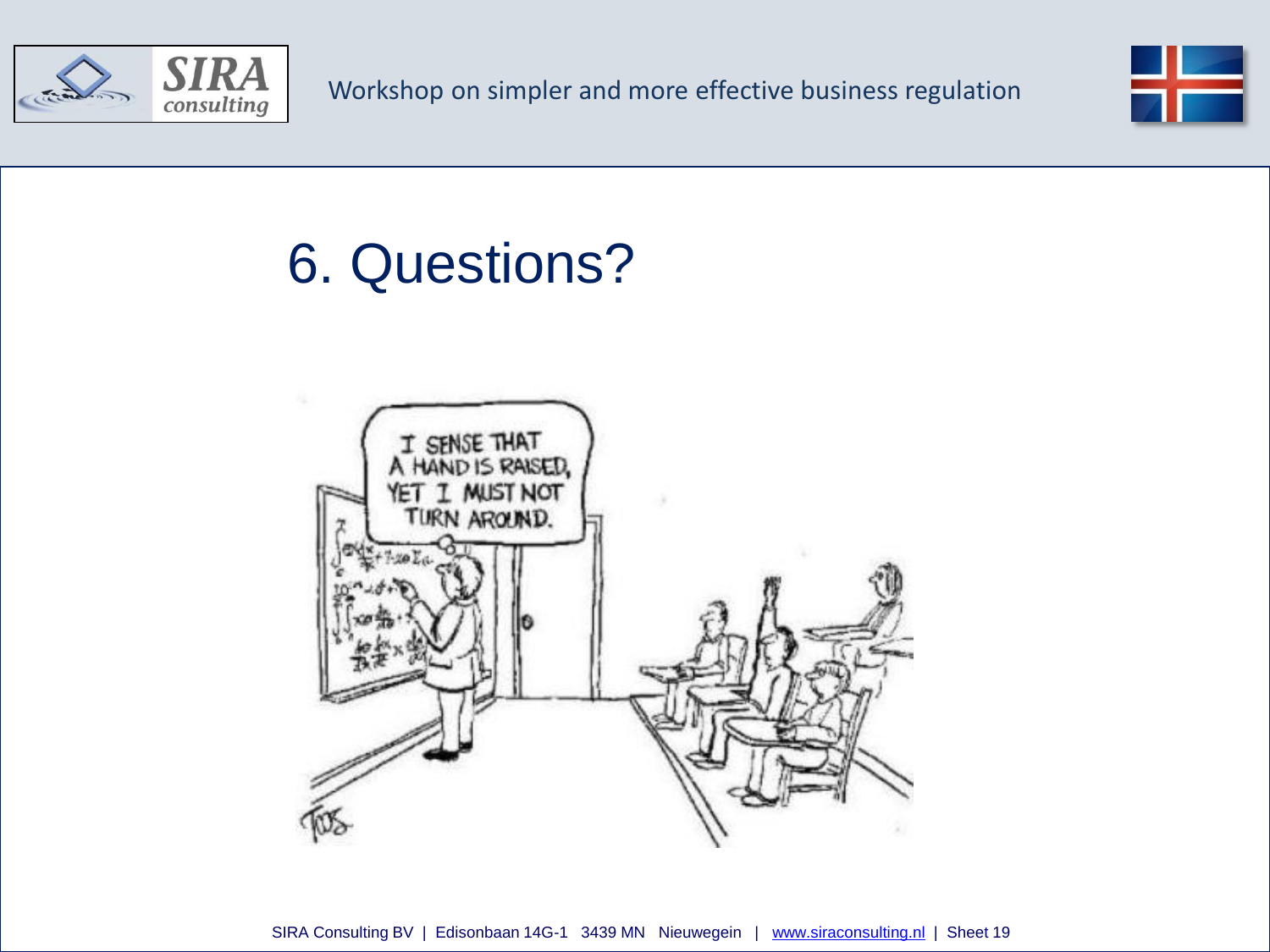# 6. Questions?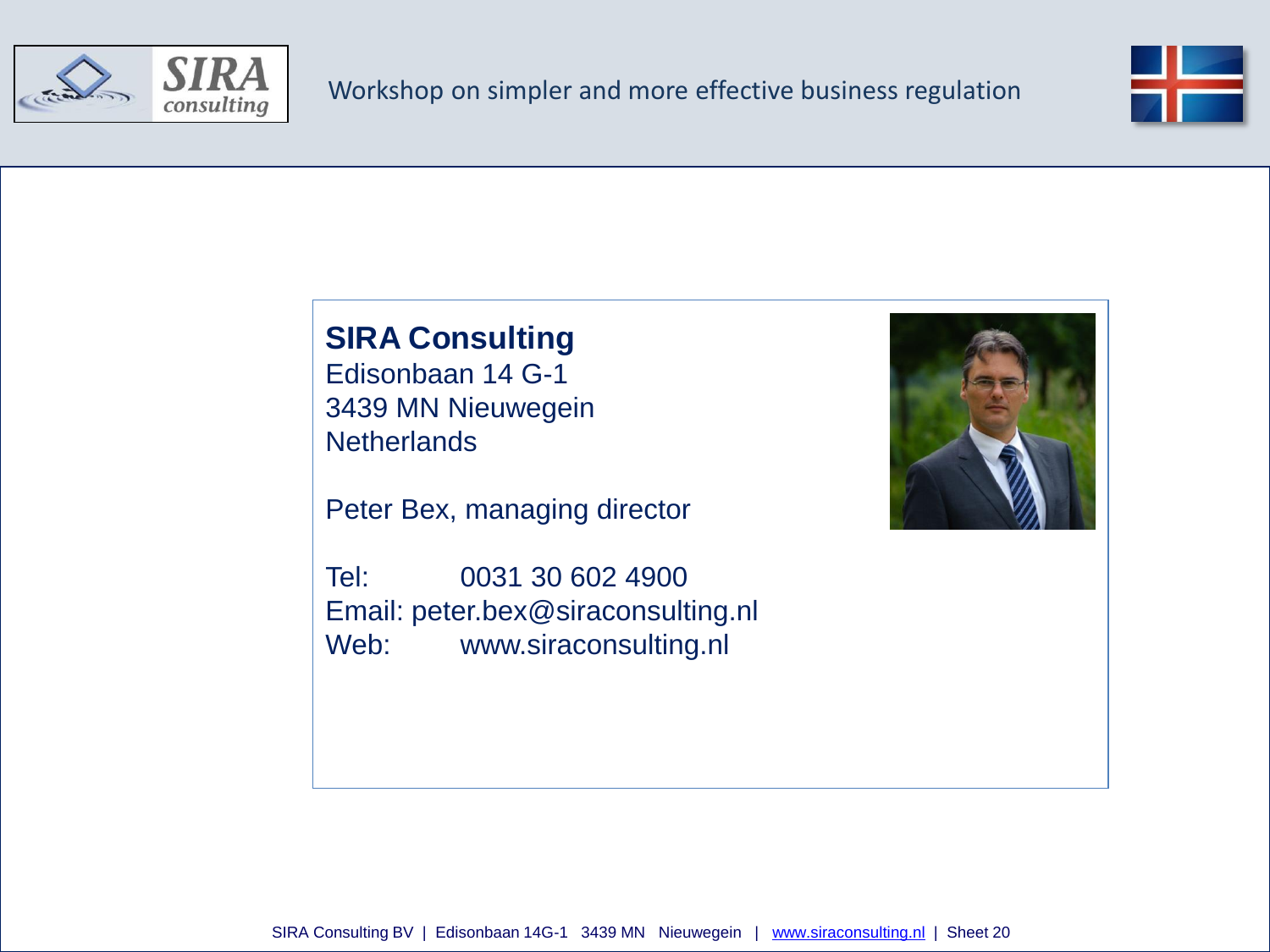**SIRA Consulting**
Edisonbaan 14 G-1
3439 MN Nieuwegein
Netherlands

Peter Bex, managing director

Tel: 0031 30 602 4900
Email: peter.bex@siraconsulting.nl
Web: www.siraconsulting.nl